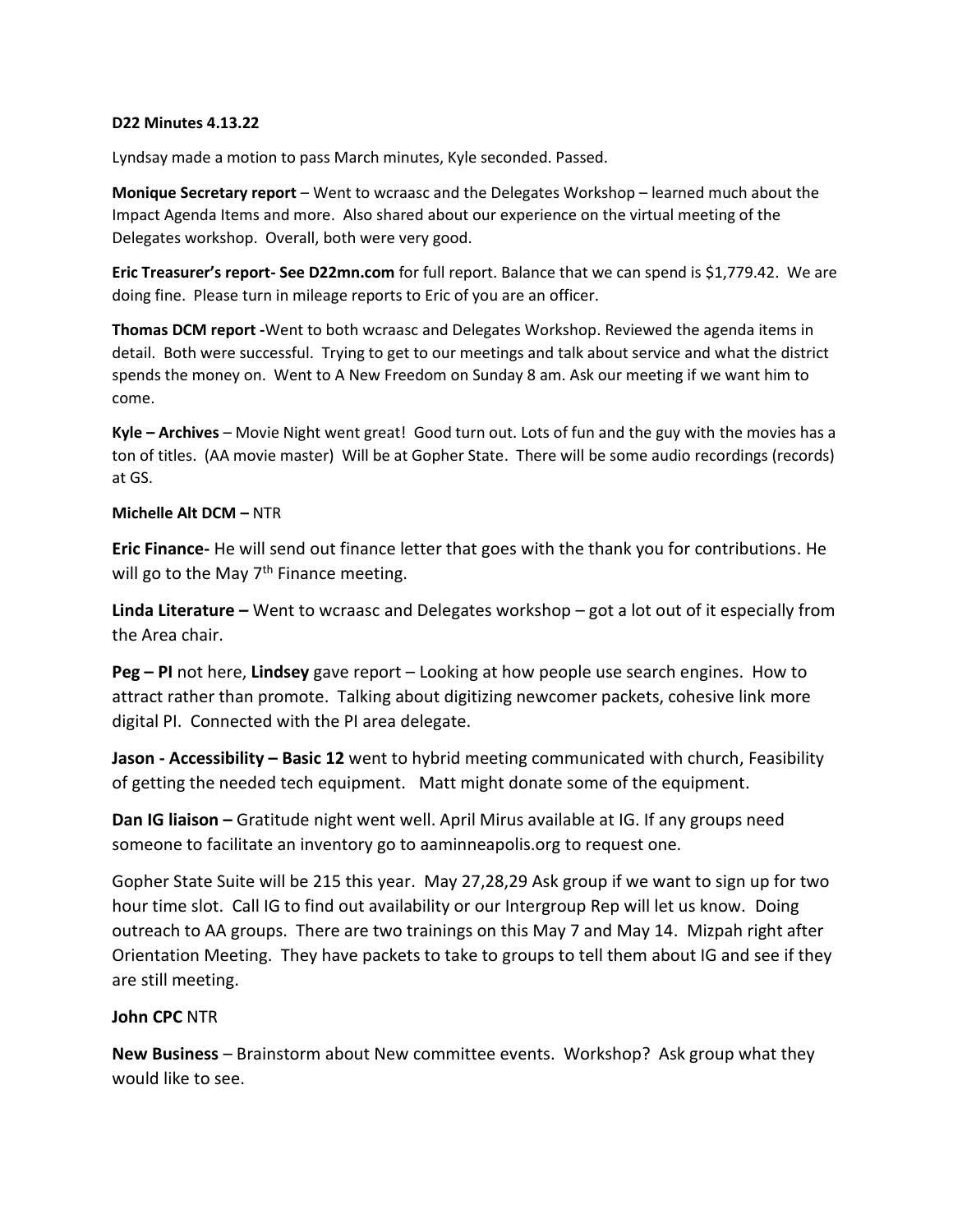**D22 Minutes 4.13.22**

Lyndsay made a motion to pass March minutes, Kyle seconded. Passed.

**Monique Secretary report** – Went to wcraasc and the Delegates Workshop – learned much about the Impact Agenda Items and more. Also shared about our experience on the virtual meeting of the Delegates workshop. Overall, both were very good.

**Eric Treasurer's report- See D22mn.com** for full report. Balance that we can spend is $1,779.42. We are doing fine. Please turn in mileage reports to Eric of you are an officer.

**Thomas DCM report -**Went to both wcraasc and Delegates Workshop. Reviewed the agenda items in detail. Both were successful. Trying to get to our meetings and talk about service and what the district spends the money on. Went to A New Freedom on Sunday 8 am. Ask our meeting if we want him to come.

**Kyle – Archives** – Movie Night went great! Good turn out. Lots of fun and the guy with the movies has a ton of titles. (AA movie master) Will be at Gopher State. There will be some audio recordings (records) at GS.

**Michelle Alt DCM –** NTR

**Eric Finance-** He will send out finance letter that goes with the thank you for contributions. He will go to the May 7th Finance meeting.

**Linda Literature –** Went to wcraasc and Delegates workshop – got a lot out of it especially from the Area chair.

**Peg – PI** not here, **Lindsey** gave report – Looking at how people use search engines. How to attract rather than promote. Talking about digitizing newcomer packets, cohesive link more digital PI. Connected with the PI area delegate.

**Jason - Accessibility – Basic 12** went to hybrid meeting communicated with church, Feasibility of getting the needed tech equipment. Matt might donate some of the equipment.

**Dan IG liaison –** Gratitude night went well. April Mirus available at IG. If any groups need someone to facilitate an inventory go to aaminneapolis.org to request one.

Gopher State Suite will be 215 this year. May 27,28,29 Ask group if we want to sign up for two hour time slot. Call IG to find out availability or our Intergroup Rep will let us know. Doing outreach to AA groups. There are two trainings on this May 7 and May 14. Mizpah right after Orientation Meeting. They have packets to take to groups to tell them about IG and see if they are still meeting.

**John CPC** NTR

**New Business** – Brainstorm about New committee events. Workshop? Ask group what they would like to see.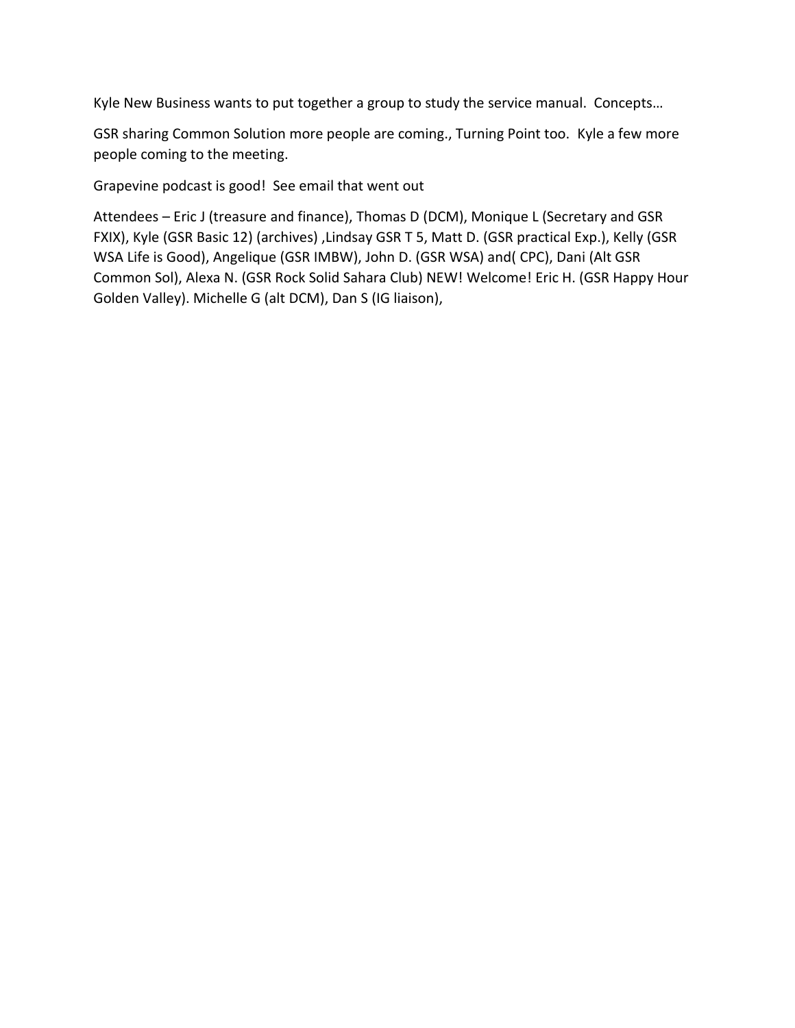Kyle New Business wants to put together a group to study the service manual. Concepts…

GSR sharing Common Solution more people are coming., Turning Point too. Kyle a few more people coming to the meeting.

Grapevine podcast is good! See email that went out

Attendees – Eric J (treasure and finance), Thomas D (DCM), Monique L (Secretary and GSR FXIX), Kyle (GSR Basic 12) (archives) ,Lindsay GSR T 5, Matt D. (GSR practical Exp.), Kelly (GSR WSA Life is Good), Angelique (GSR IMBW), John D. (GSR WSA) and( CPC), Dani (Alt GSR Common Sol), Alexa N. (GSR Rock Solid Sahara Club) NEW! Welcome! Eric H. (GSR Happy Hour Golden Valley). Michelle G (alt DCM), Dan S (IG liaison),